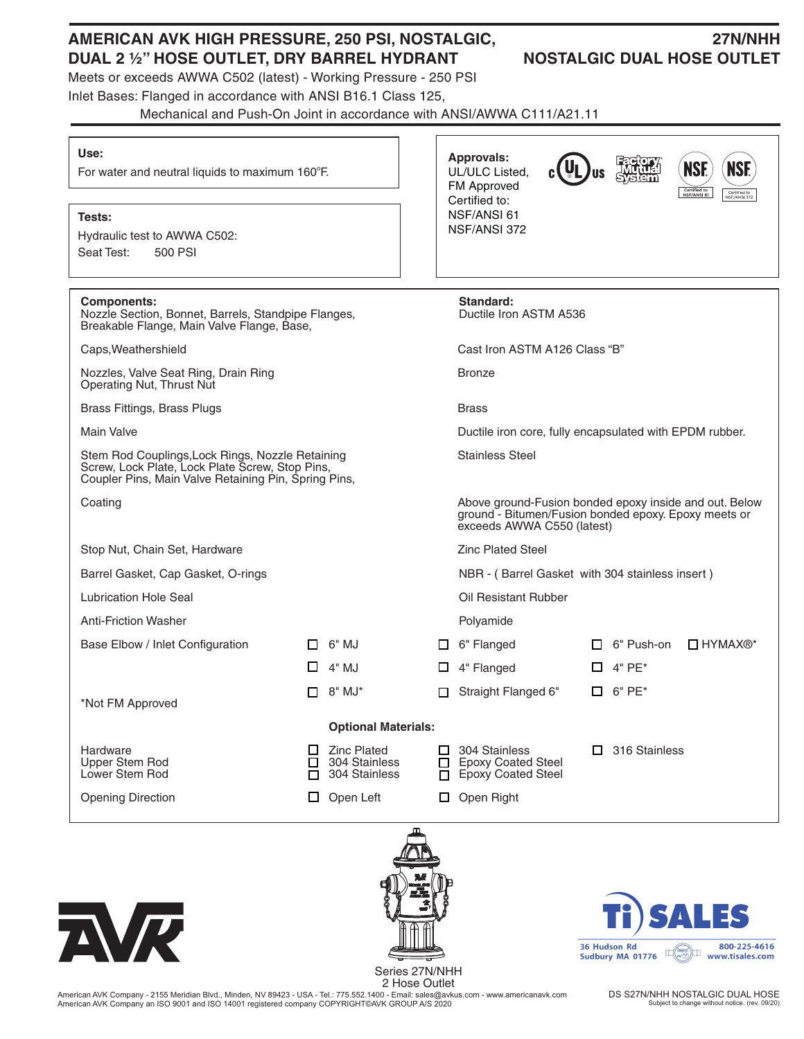# AMERICAN AVK HIGH PRESSURE, 250 PSI, NOSTALGIC, DUAL 2 ½" HOSE OUTLET, DRY BARREL HYDRANT

## 27N/NHH NOSTALGIC DUAL HOSE OUTLET

Meets or exceeds AWWA C502 (latest) - Working Pressure - 250 PSI

Inlet Bases: Flanged in accordance with ANSI B16.1 Class 125, Mechanical and Push-On Joint in accordance with ANSI/AWWA C111/A21.11

**Use:**
For water and neutral liquids to maximum 160°F.

**Tests:**
Hydraulic test to AWWA C502:
Seat Test: 500 PSI

**Approvals:**
UL/ULC Listed,
FM Approved
Certified to:
NSF/ANSI 61
NSF/ANSI 372

| Components: | Standard: |
|---|---|
| Nozzle Section, Bonnet, Barrels, Standpipe Flanges, Breakable Flange, Main Valve Flange, Base, | Ductile Iron ASTM A536 |
| Caps, Weathershield | Cast Iron ASTM A126 Class "B" |
| Nozzles, Valve Seat Ring, Drain Ring, Operating Nut, Thrust Nut | Bronze |
| Brass Fittings, Brass Plugs | Brass |
| Main Valve | Ductile iron core, fully encapsulated with EPDM rubber. |
| Stem Rod Couplings, Lock Rings, Nozzle Retaining Screw, Lock Plate, Lock Plate Screw, Stop Pins, Coupler Pins, Main Valve Retaining Pin, Spring Pins, | Stainless Steel |
| Coating | Above ground-Fusion bonded epoxy inside and out. Below ground - Bitumen/Fusion bonded epoxy. Epoxy meets or exceeds AWWA C550 (latest) |
| Stop Nut, Chain Set, Hardware | Zinc Plated Steel |
| Barrel Gasket, Cap Gasket, O-rings | NBR - ( Barrel Gasket with 304 stainless insert ) |
| Lubrication Hole Seal | Oil Resistant Rubber |
| Anti-Friction Washer | Polyamide |

| Base Elbow / Inlet Configuration | | | | |
|---|---|---|---|---|
| | ☐ 6" MJ | ☐ 6" Flanged | ☐ 6" Push-on | ☐ HYMAX®* |
| | ☐ 4" MJ | ☐ 4" Flanged | ☐ 4" PE* | |
| *Not FM Approved | ☐ 8" MJ* | ☐ Straight Flanged 6" | ☐ 6" PE* | |

**Optional Materials:**

| | | | |
|---|---|---|---|
| Hardware | ☐ Zinc Plated | ☐ 304 Stainless | ☐ 316 Stainless |
| Upper Stem Rod | ☐ 304 Stainless | ☐ Epoxy Coated Steel | |
| Lower Stem Rod | ☐ 304 Stainless | ☐ Epoxy Coated Steel | |
| Opening Direction | ☐ Open Left | ☐ Open Right | |

Series 27N/NHH
2 Hose Outlet

Ti SALES
36 Hudson Rd
Sudbury MA 01776
800-225-4616
www.tisales.com

American AVK Company - 2155 Meridian Blvd., Minden, NV 89423 - USA - Tel.: 775.552.1400 - Email: sales@avkus.com - www.americanavk.com
American AVK Company an ISO 9001 and ISO 14001 registered company COPYRIGHT©AVK GROUP A/S 2020

DS S27N/NHH NOSTALGIC DUAL HOSE
Subject to change without notice. (rev. 09/20)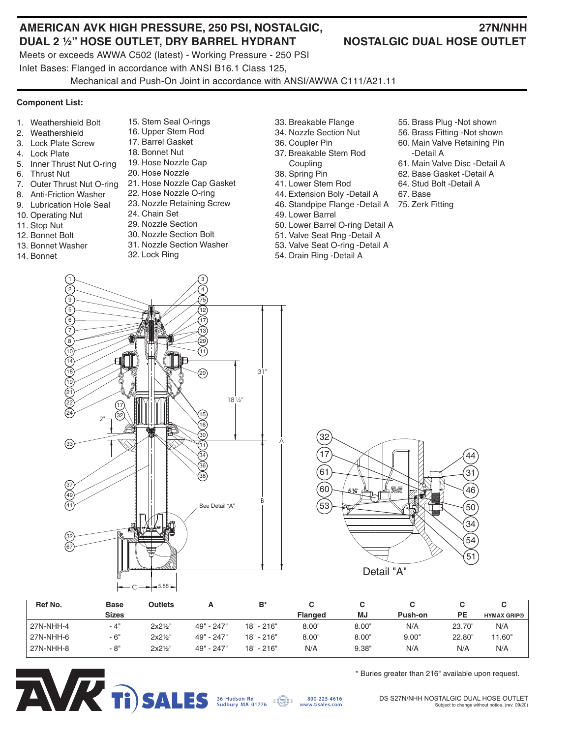# AMERICAN AVK HIGH PRESSURE, 250 PSI, NOSTALGIC, DUAL 2 ½" HOSE OUTLET, DRY BARREL HYDRANT

## 27N/NHH NOSTALGIC DUAL HOSE OUTLET

Meets or exceeds AWWA C502 (latest) - Working Pressure - 250 PSI

Inlet Bases: Flanged in accordance with ANSI B16.1 Class 125,
Mechanical and Push-On Joint in accordance with ANSI/AWWA C111/A21.11

**Component List:**

1. Weathershield Bolt
2. Weathershield
3. Lock Plate Screw
4. Lock Plate
5. Inner Thrust Nut O-ring
6. Thrust Nut
7. Outer Thrust Nut O-ring
8. Anti-Friction Washer
9. Lubrication Hole Seal
10. Operating Nut
11. Stop Nut
12. Bonnet Bolt
13. Bonnet Washer
14. Bonnet
15. Stem Seal O-rings
16. Upper Stem Rod
17. Barrel Gasket
18. Bonnet Nut
19. Hose Nozzle Cap
20. Hose Nozzle
21. Hose Nozzle Cap Gasket
22. Hose Nozzle O-ring
23. Nozzle Retaining Screw
24. Chain Set
29. Nozzle Section
30. Nozzle Section Bolt
31. Nozzle Section Washer
32. Lock Ring
33. Breakable Flange
34. Nozzle Section Nut
36. Coupler Pin
37. Breakable Stem Rod Coupling
38. Spring Pin
41. Lower Stem Rod
44. Extension Boly -Detail A
46. Standpipe Flange -Detail A
49. Lower Barrel
50. Lower Barrel O-ring Detail A
51. Valve Seat Rng -Detail A
53. Valve Seat O-ring -Detail A
54. Drain Ring -Detail A
55. Brass Plug -Not shown
56. Brass Fitting -Not shown
60. Main Valve Retaining Pin -Detail A
61. Main Valve Disc -Detail A
62. Base Gasket -Detail A
64. Stud Bolt -Detail A
67. Base
75. Zerk Fitting

See Detail "A"

31"

18 ½"

2"

A

B

C

5.88"

5 ¼"

Detail "A"

| Ref No. | Base Sizes | Outlets | A | B* | C Flanged | C MJ | C Push-on | C PE | C HYMAX GRIP® |
|---|---|---|---|---|---|---|---|---|---|
| 27N-NHH-4 | - 4" | 2x2½" | 49" - 247" | 18" - 216" | 8.00" | 8.00" | N/A | 23.70" | N/A |
| 27N-NHH-6 | - 6" | 2x2½" | 49" - 247" | 18" - 216" | 8.00" | 8.00" | 9.00" | 22.80" | 11.60" |
| 27N-NHH-8 | - 8" | 2x2½" | 49" - 247" | 18" - 216" | N/A | 9.38" | N/A | N/A | N/A |

\* Buries greater than 216" available upon request.

Ti SALES 36 Hudson Rd Sudbury MA 01776 800-225-4616 www.tisales.com

DS S27N/NHH NOSTALGIC DUAL HOSE OUTLET
Subject to change without notice. (rev. 09/20)